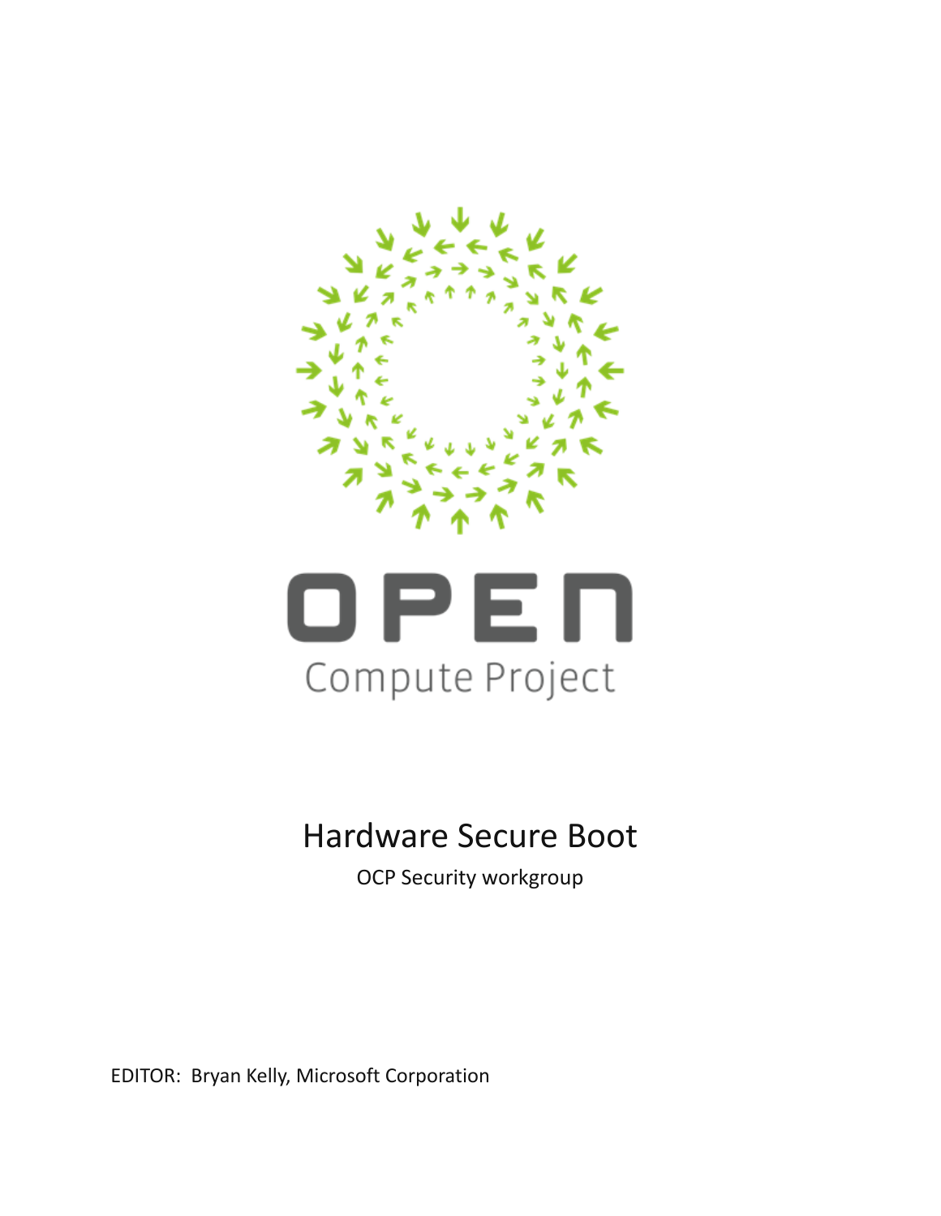# Hardware Secure Boot

OCP Security workgroup

EDITOR: Bryan Kelly, Microsoft Corporation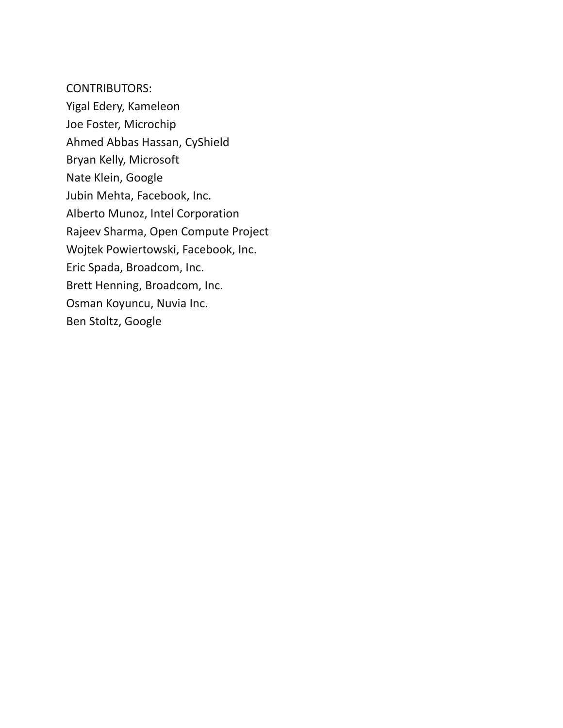CONTRIBUTORS:

Yigal Edery, Kameleon  
Joe Foster, Microchip  
Ahmed Abbas Hassan, CyShield  
Bryan Kelly, Microsoft  
Nate Klein, Google  
Jubin Mehta, Facebook, Inc.  
Alberto Munoz, Intel Corporation  
Rajeev Sharma, Open Compute Project  
Wojtek Powiertowski, Facebook, Inc.  
Eric Spada, Broadcom, Inc.  
Brett Henning, Broadcom, Inc.  
Osman Koyuncu, Nuvia Inc.  
Ben Stoltz, Google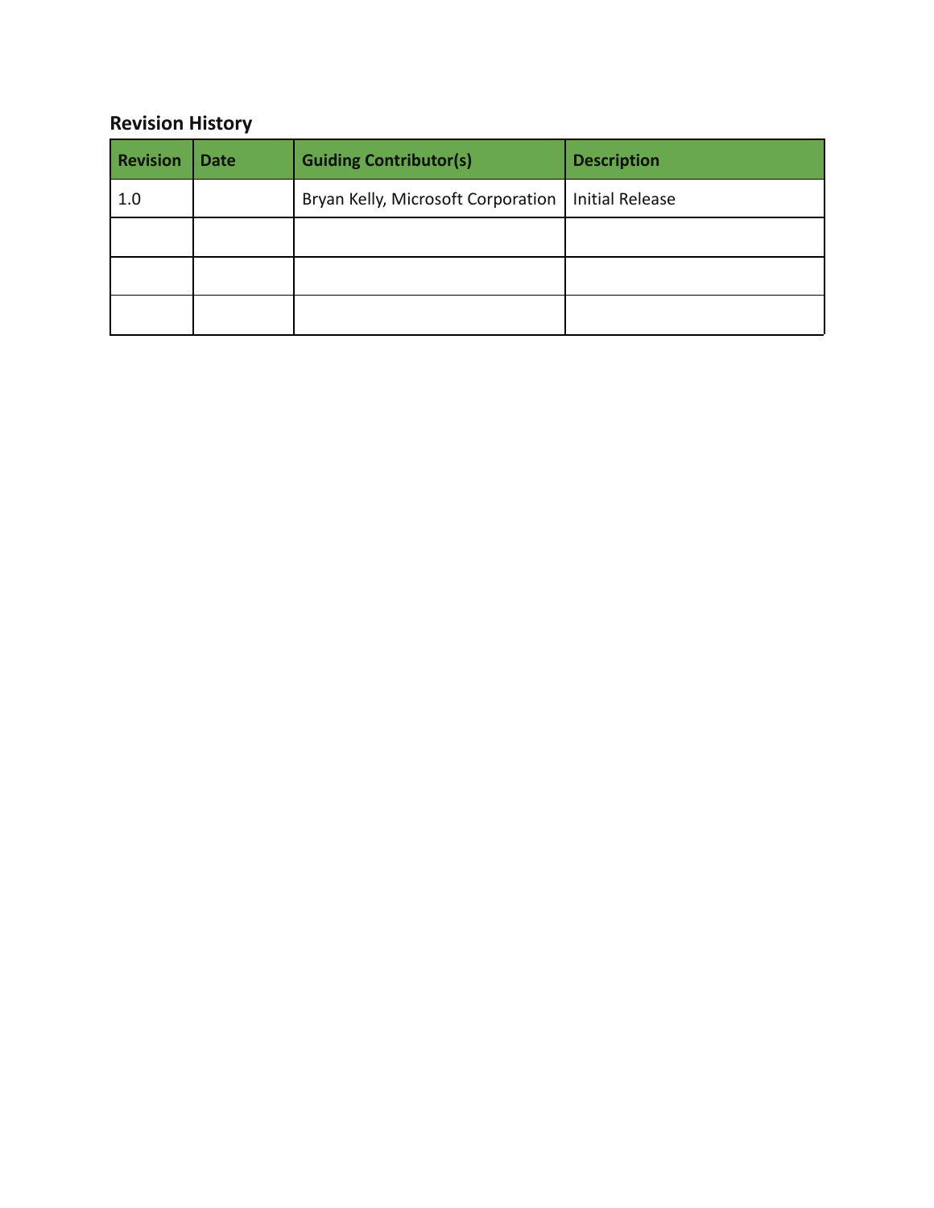## Revision History

| Revision | Date | Guiding Contributor(s) | Description |
|---|---|---|---|
| 1.0 | | Bryan Kelly, Microsoft Corporation | Initial Release |
| | | | |
| | | | |
| | | | |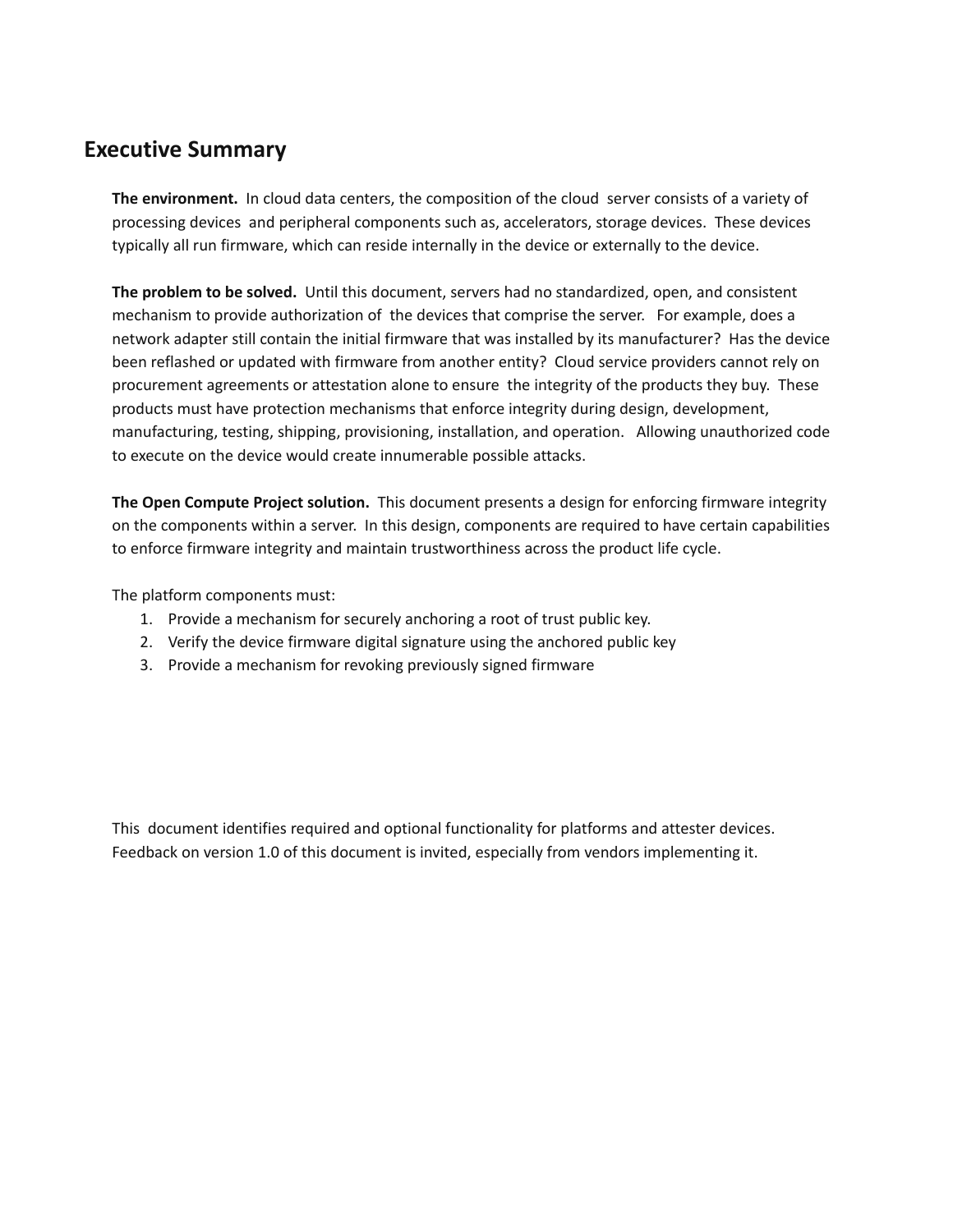## Executive Summary

**The environment.** In cloud data centers, the composition of the cloud server consists of a variety of processing devices and peripheral components such as, accelerators, storage devices. These devices typically all run firmware, which can reside internally in the device or externally to the device.

**The problem to be solved.** Until this document, servers had no standardized, open, and consistent mechanism to provide authorization of the devices that comprise the server. For example, does a network adapter still contain the initial firmware that was installed by its manufacturer? Has the device been reflashed or updated with firmware from another entity? Cloud service providers cannot rely on procurement agreements or attestation alone to ensure the integrity of the products they buy. These products must have protection mechanisms that enforce integrity during design, development, manufacturing, testing, shipping, provisioning, installation, and operation. Allowing unauthorized code to execute on the device would create innumerable possible attacks.

**The Open Compute Project solution.** This document presents a design for enforcing firmware integrity on the components within a server. In this design, components are required to have certain capabilities to enforce firmware integrity and maintain trustworthiness across the product life cycle.

The platform components must:

1. Provide a mechanism for securely anchoring a root of trust public key.
2. Verify the device firmware digital signature using the anchored public key
3. Provide a mechanism for revoking previously signed firmware

This document identifies required and optional functionality for platforms and attester devices. Feedback on version 1.0 of this document is invited, especially from vendors implementing it.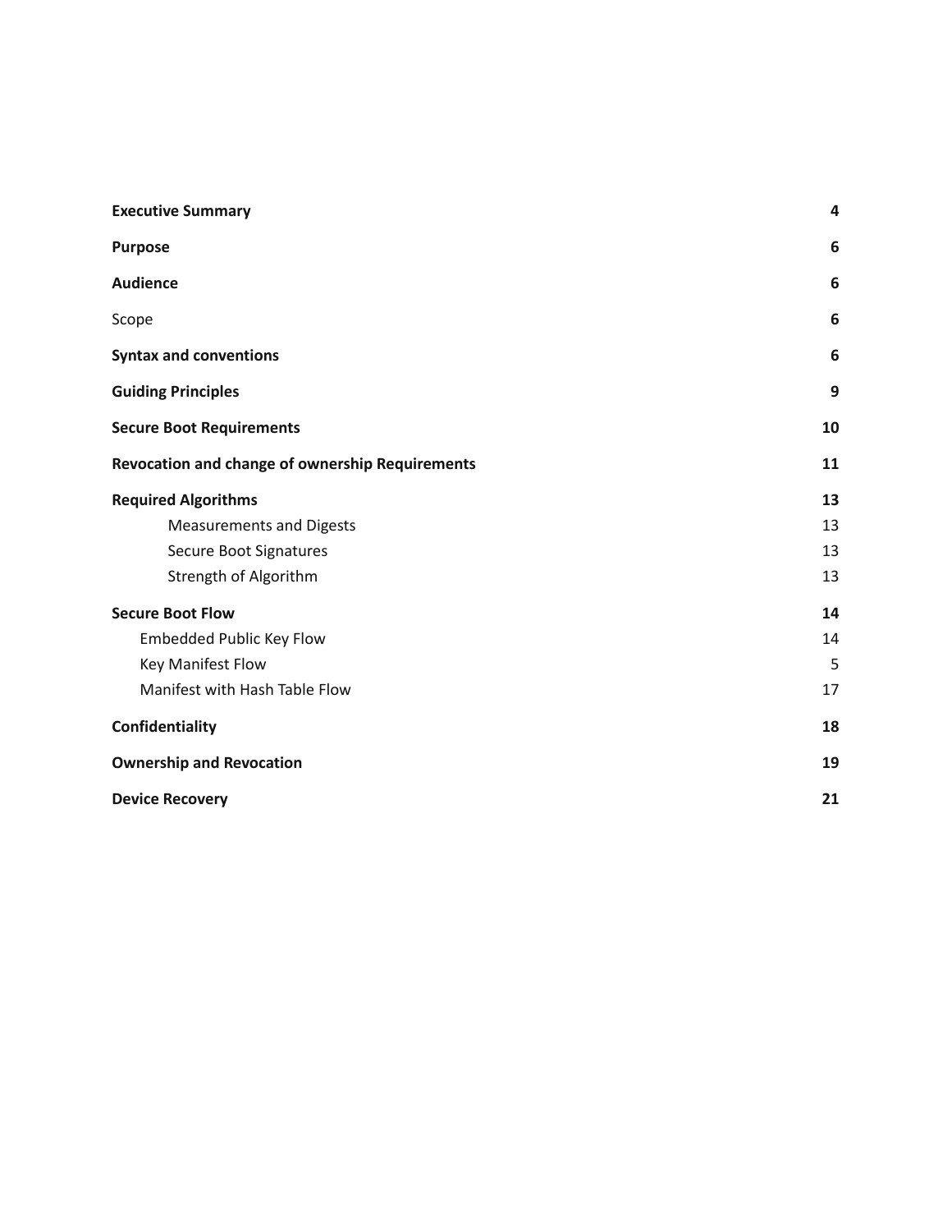| | |
|---|---|
| **Executive Summary** | **4** |
| **Purpose** | **6** |
| **Audience** | **6** |
| Scope | **6** |
| **Syntax and conventions** | **6** |
| **Guiding Principles** | **9** |
| **Secure Boot Requirements** | **10** |
| **Revocation and change of ownership Requirements** | **11** |
| **Required Algorithms** | **13** |
| Measurements and Digests | 13 |
| Secure Boot Signatures | 13 |
| Strength of Algorithm | 13 |
| **Secure Boot Flow** | **14** |
| Embedded Public Key Flow | 14 |
| Key Manifest Flow | 5 |
| Manifest with Hash Table Flow | 17 |
| **Confidentiality** | **18** |
| **Ownership and Revocation** | **19** |
| **Device Recovery** | **21** |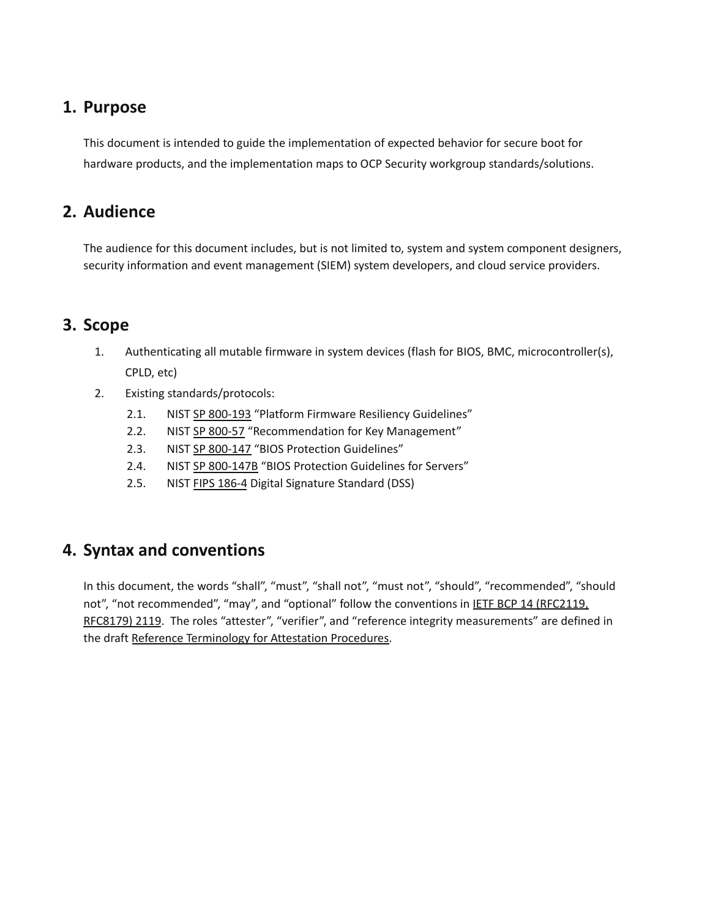## 1. Purpose

This document is intended to guide the implementation of expected behavior for secure boot for hardware products, and the implementation maps to OCP Security workgroup standards/solutions.

## 2. Audience

The audience for this document includes, but is not limited to, system and system component designers, security information and event management (SIEM) system developers, and cloud service providers.

## 3. Scope

1. Authenticating all mutable firmware in system devices (flash for BIOS, BMC, microcontroller(s), CPLD, etc)
2. Existing standards/protocols:
   - 2.1. NIST SP 800-193 “Platform Firmware Resiliency Guidelines”
   - 2.2. NIST SP 800-57 “Recommendation for Key Management”
   - 2.3. NIST SP 800-147 “BIOS Protection Guidelines”
   - 2.4. NIST SP 800-147B “BIOS Protection Guidelines for Servers”
   - 2.5. NIST FIPS 186-4 Digital Signature Standard (DSS)

## 4. Syntax and conventions

In this document, the words “shall”, “must”, “shall not”, “must not”, “should”, “recommended”, “should not”, “not recommended”, “may”, and “optional” follow the conventions in IETF BCP 14 (RFC2119, RFC8179) 2119. The roles “attester”, “verifier”, and “reference integrity measurements” are defined in the draft Reference Terminology for Attestation Procedures.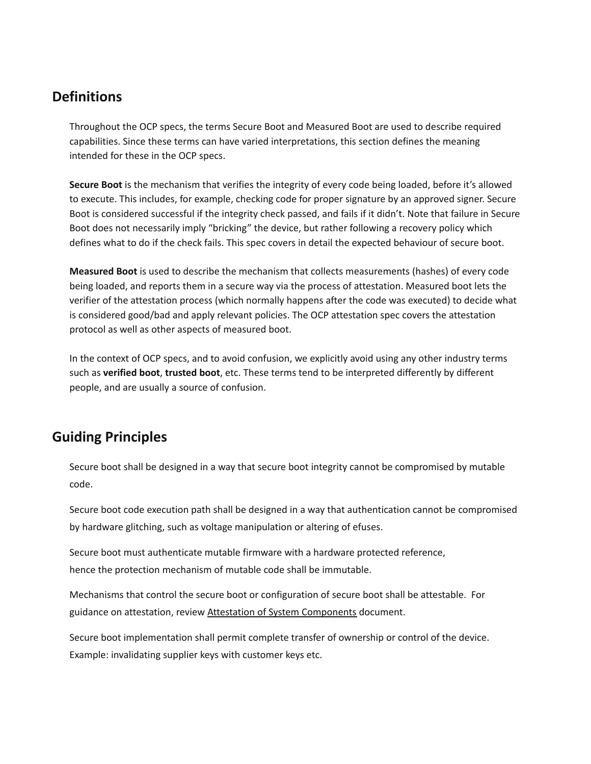## Definitions

Throughout the OCP specs, the terms Secure Boot and Measured Boot are used to describe required capabilities. Since these terms can have varied interpretations, this section defines the meaning intended for these in the OCP specs.

**Secure Boot** is the mechanism that verifies the integrity of every code being loaded, before it's allowed to execute. This includes, for example, checking code for proper signature by an approved signer. Secure Boot is considered successful if the integrity check passed, and fails if it didn't. Note that failure in Secure Boot does not necessarily imply "bricking" the device, but rather following a recovery policy which defines what to do if the check fails. This spec covers in detail the expected behaviour of secure boot.

**Measured Boot** is used to describe the mechanism that collects measurements (hashes) of every code being loaded, and reports them in a secure way via the process of attestation. Measured boot lets the verifier of the attestation process (which normally happens after the code was executed) to decide what is considered good/bad and apply relevant policies. The OCP attestation spec covers the attestation protocol as well as other aspects of measured boot.

In the context of OCP specs, and to avoid confusion, we explicitly avoid using any other industry terms such as **verified boot**, **trusted boot**, etc. These terms tend to be interpreted differently by different people, and are usually a source of confusion.

## Guiding Principles

Secure boot shall be designed in a way that secure boot integrity cannot be compromised by mutable code.

Secure boot code execution path shall be designed in a way that authentication cannot be compromised by hardware glitching, such as voltage manipulation or altering of efuses.

Secure boot must authenticate mutable firmware with a hardware protected reference, hence the protection mechanism of mutable code shall be immutable.

Mechanisms that control the secure boot or configuration of secure boot shall be attestable. For guidance on attestation, review Attestation of System Components document.

Secure boot implementation shall permit complete transfer of ownership or control of the device. Example: invalidating supplier keys with customer keys etc.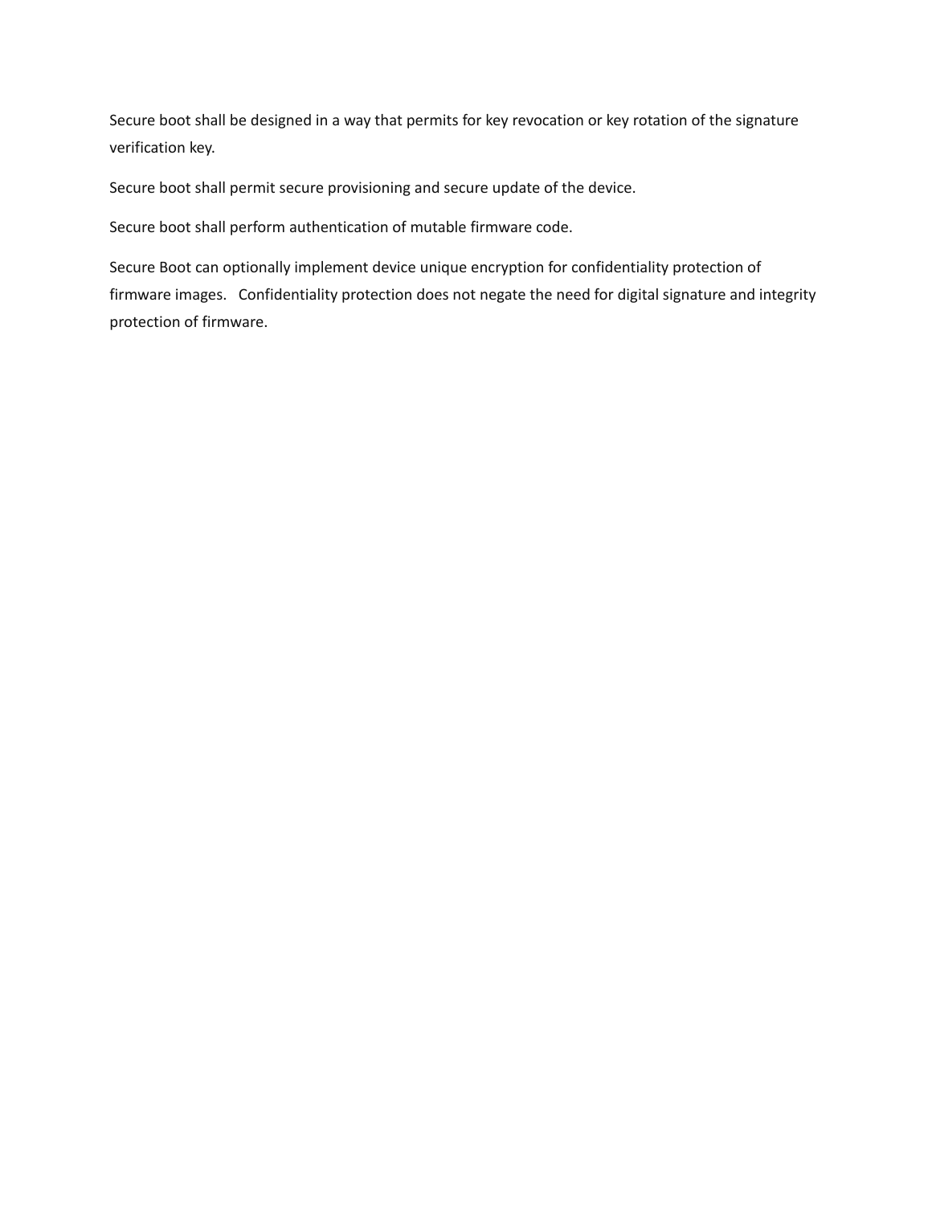Secure boot shall be designed in a way that permits for key revocation or key rotation of the signature verification key.

Secure boot shall permit secure provisioning and secure update of the device.

Secure boot shall perform authentication of mutable firmware code.

Secure Boot can optionally implement device unique encryption for confidentiality protection of firmware images. Confidentiality protection does not negate the need for digital signature and integrity protection of firmware.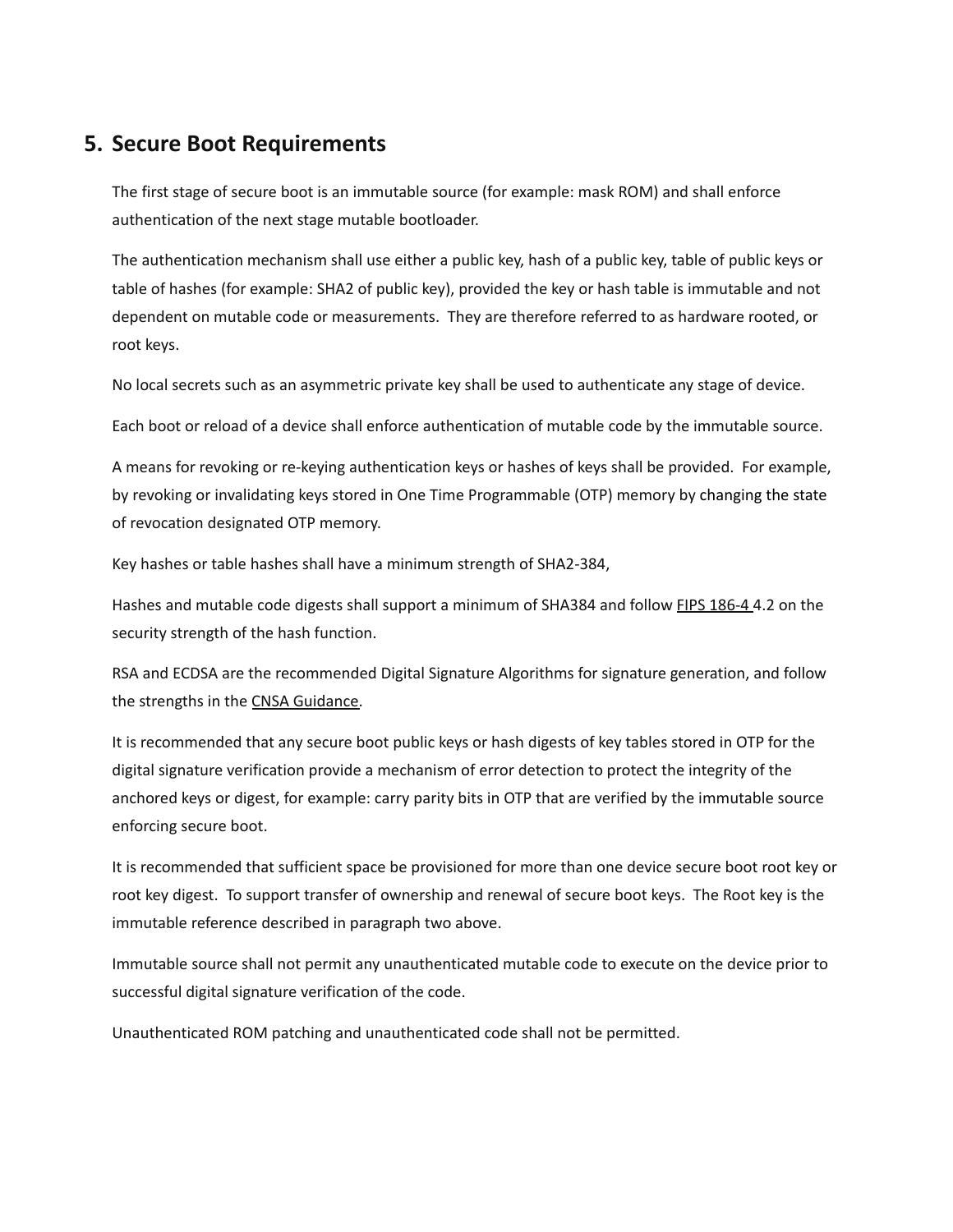## 5. Secure Boot Requirements

The first stage of secure boot is an immutable source (for example: mask ROM) and shall enforce authentication of the next stage mutable bootloader.

The authentication mechanism shall use either a public key, hash of a public key, table of public keys or table of hashes (for example: SHA2 of public key), provided the key or hash table is immutable and not dependent on mutable code or measurements. They are therefore referred to as hardware rooted, or root keys.

No local secrets such as an asymmetric private key shall be used to authenticate any stage of device.

Each boot or reload of a device shall enforce authentication of mutable code by the immutable source.

A means for revoking or re-keying authentication keys or hashes of keys shall be provided. For example, by revoking or invalidating keys stored in One Time Programmable (OTP) memory by changing the state of revocation designated OTP memory.

Key hashes or table hashes shall have a minimum strength of SHA2-384,

Hashes and mutable code digests shall support a minimum of SHA384 and follow FIPS 186-4 4.2 on the security strength of the hash function.

RSA and ECDSA are the recommended Digital Signature Algorithms for signature generation, and follow the strengths in the CNSA Guidance.

It is recommended that any secure boot public keys or hash digests of key tables stored in OTP for the digital signature verification provide a mechanism of error detection to protect the integrity of the anchored keys or digest, for example: carry parity bits in OTP that are verified by the immutable source enforcing secure boot.

It is recommended that sufficient space be provisioned for more than one device secure boot root key or root key digest. To support transfer of ownership and renewal of secure boot keys. The Root key is the immutable reference described in paragraph two above.

Immutable source shall not permit any unauthenticated mutable code to execute on the device prior to successful digital signature verification of the code.

Unauthenticated ROM patching and unauthenticated code shall not be permitted.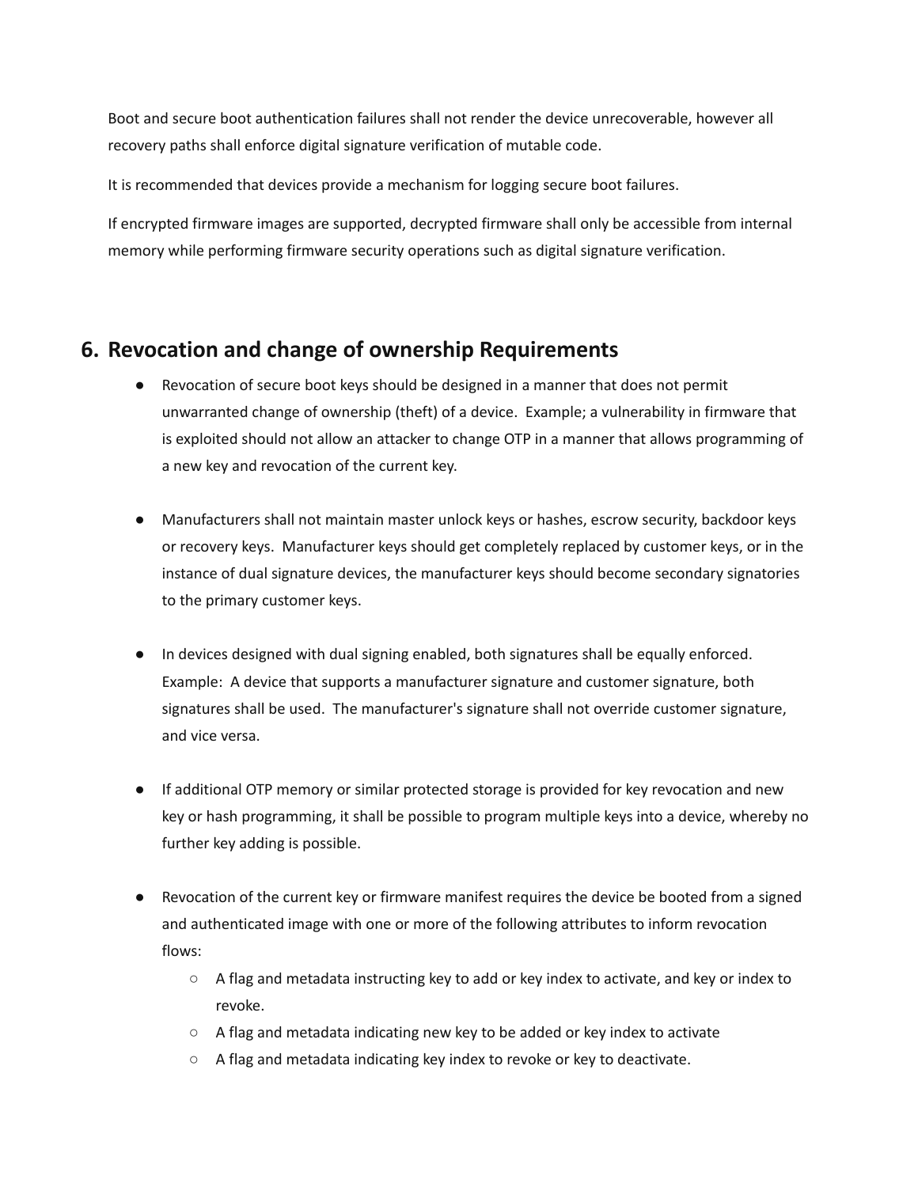Boot and secure boot authentication failures shall not render the device unrecoverable, however all recovery paths shall enforce digital signature verification of mutable code.

It is recommended that devices provide a mechanism for logging secure boot failures.

If encrypted firmware images are supported, decrypted firmware shall only be accessible from internal memory while performing firmware security operations such as digital signature verification.

## 6. Revocation and change of ownership Requirements

- Revocation of secure boot keys should be designed in a manner that does not permit unwarranted change of ownership (theft) of a device. Example; a vulnerability in firmware that is exploited should not allow an attacker to change OTP in a manner that allows programming of a new key and revocation of the current key.

- Manufacturers shall not maintain master unlock keys or hashes, escrow security, backdoor keys or recovery keys. Manufacturer keys should get completely replaced by customer keys, or in the instance of dual signature devices, the manufacturer keys should become secondary signatories to the primary customer keys.

- In devices designed with dual signing enabled, both signatures shall be equally enforced. Example: A device that supports a manufacturer signature and customer signature, both signatures shall be used. The manufacturer's signature shall not override customer signature, and vice versa.

- If additional OTP memory or similar protected storage is provided for key revocation and new key or hash programming, it shall be possible to program multiple keys into a device, whereby no further key adding is possible.

- Revocation of the current key or firmware manifest requires the device be booted from a signed and authenticated image with one or more of the following attributes to inform revocation flows:
  - A flag and metadata instructing key to add or key index to activate, and key or index to revoke.
  - A flag and metadata indicating new key to be added or key index to activate
  - A flag and metadata indicating key index to revoke or key to deactivate.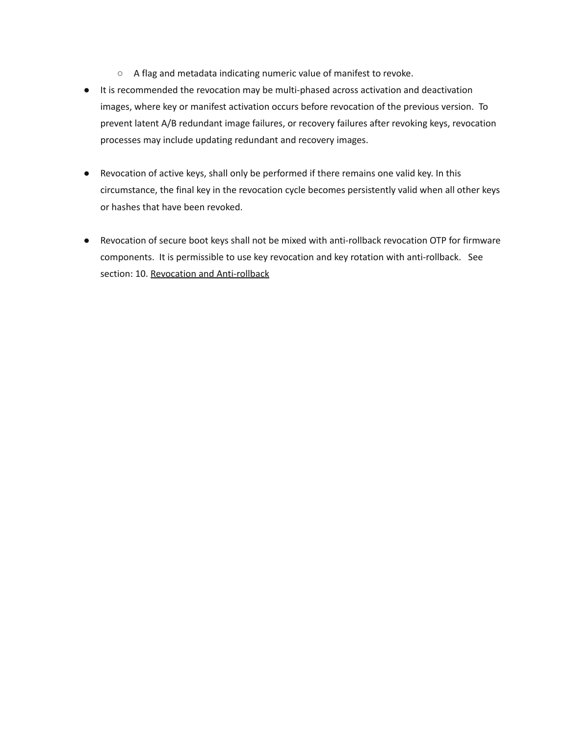- A flag and metadata indicating numeric value of manifest to revoke.
- It is recommended the revocation may be multi-phased across activation and deactivation images, where key or manifest activation occurs before revocation of the previous version. To prevent latent A/B redundant image failures, or recovery failures after revoking keys, revocation processes may include updating redundant and recovery images.

- Revocation of active keys, shall only be performed if there remains one valid key. In this circumstance, the final key in the revocation cycle becomes persistently valid when all other keys or hashes that have been revoked.

- Revocation of secure boot keys shall not be mixed with anti-rollback revocation OTP for firmware components. It is permissible to use key revocation and key rotation with anti-rollback. See section: 10. Revocation and Anti-rollback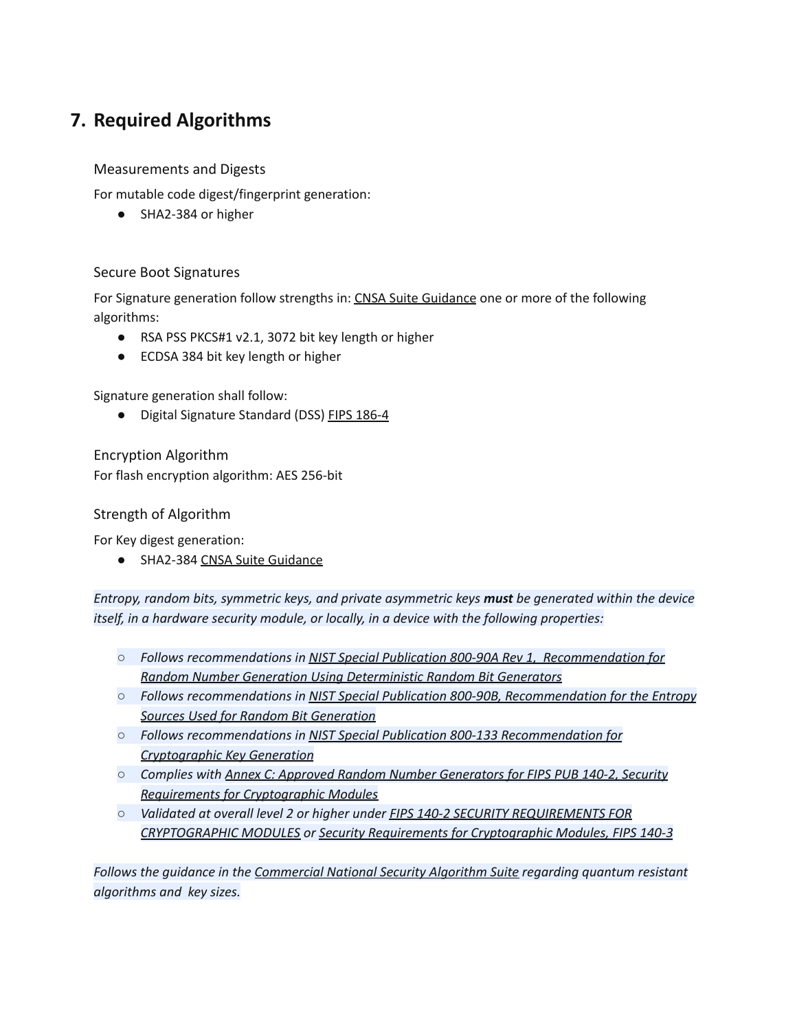# 7. Required Algorithms

### Measurements and Digests

For mutable code digest/fingerprint generation:

- SHA2-384 or higher

### Secure Boot Signatures

For Signature generation follow strengths in: CNSA Suite Guidance one or more of the following algorithms:

- RSA PSS PKCS#1 v2.1, 3072 bit key length or higher
- ECDSA 384 bit key length or higher

Signature generation shall follow:

- Digital Signature Standard (DSS) FIPS 186-4

### Encryption Algorithm

For flash encryption algorithm: AES 256-bit

### Strength of Algorithm

For Key digest generation:

- SHA2-384 CNSA Suite Guidance

*Entropy, random bits, symmetric keys, and private asymmetric keys **must** be generated within the device itself, in a hardware security module, or locally, in a device with the following properties:*

- *Follows recommendations in NIST Special Publication 800-90A Rev 1, Recommendation for Random Number Generation Using Deterministic Random Bit Generators*
- *Follows recommendations in NIST Special Publication 800-90B, Recommendation for the Entropy Sources Used for Random Bit Generation*
- *Follows recommendations in NIST Special Publication 800-133 Recommendation for Cryptographic Key Generation*
- *Complies with Annex C: Approved Random Number Generators for FIPS PUB 140-2, Security Requirements for Cryptographic Modules*
- *Validated at overall level 2 or higher under FIPS 140-2 SECURITY REQUIREMENTS FOR CRYPTOGRAPHIC MODULES or Security Requirements for Cryptographic Modules, FIPS 140-3*

*Follows the guidance in the Commercial National Security Algorithm Suite regarding quantum resistant algorithms and key sizes.*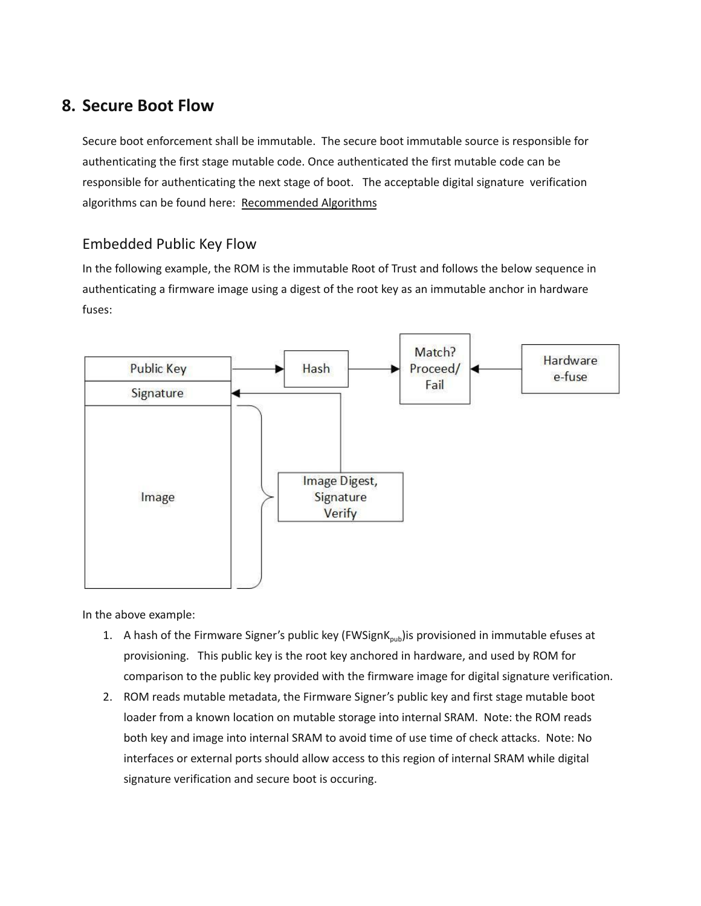## 8. Secure Boot Flow

Secure boot enforcement shall be immutable. The secure boot immutable source is responsible for authenticating the first stage mutable code. Once authenticated the first mutable code can be responsible for authenticating the next stage of boot. The acceptable digital signature verification algorithms can be found here: Recommended Algorithms

### Embedded Public Key Flow

In the following example, the ROM is the immutable Root of Trust and follows the below sequence in authenticating a firmware image using a digest of the root key as an immutable anchor in hardware fuses:

In the above example:

1. A hash of the Firmware Signer's public key ($FWSignK_{pub}$)is provisioned in immutable efuses at provisioning. This public key is the root key anchored in hardware, and used by ROM for comparison to the public key provided with the firmware image for digital signature verification.
2. ROM reads mutable metadata, the Firmware Signer's public key and first stage mutable boot loader from a known location on mutable storage into internal SRAM. Note: the ROM reads both key and image into internal SRAM to avoid time of use time of check attacks. Note: No interfaces or external ports should allow access to this region of internal SRAM while digital signature verification and secure boot is occuring.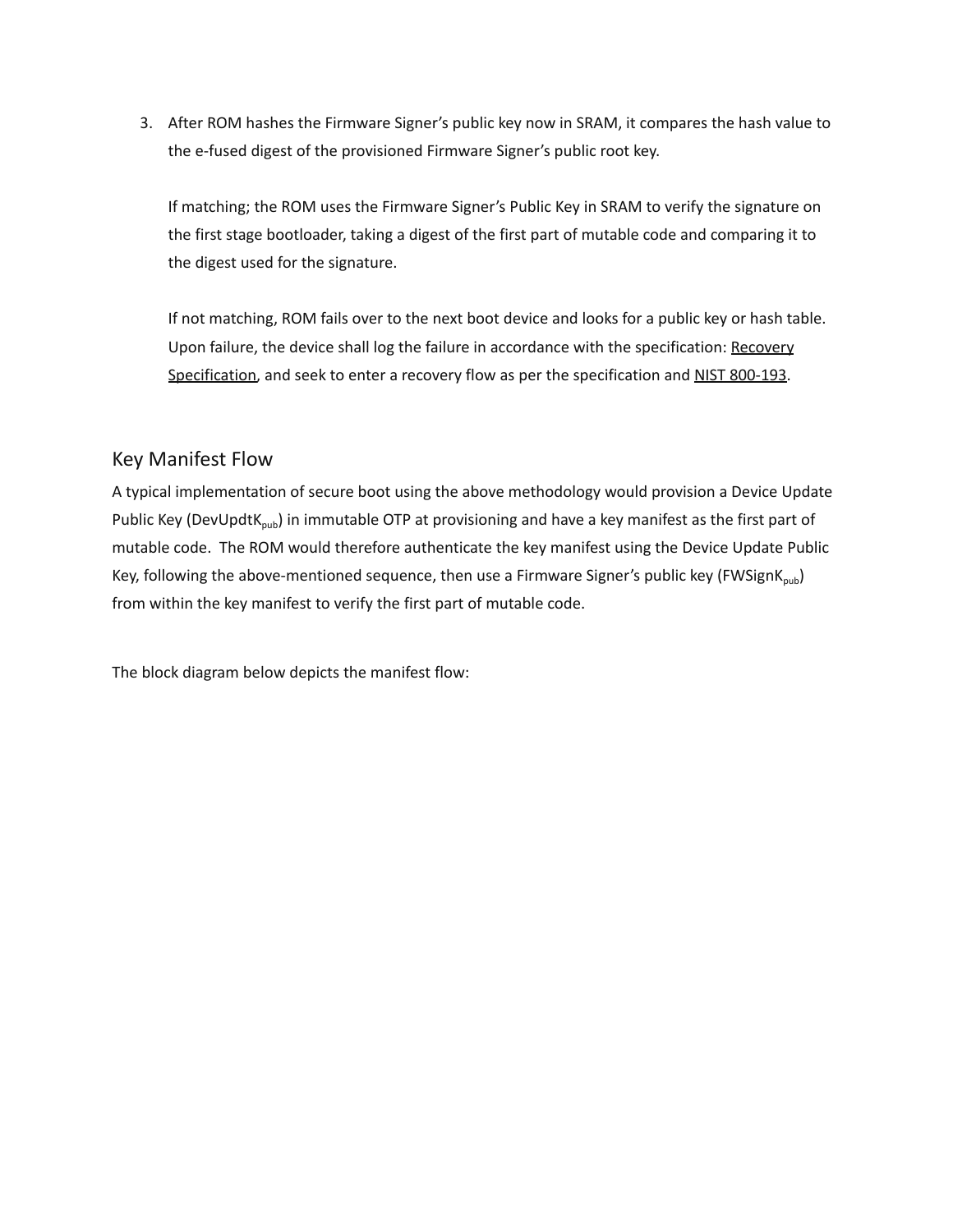3. After ROM hashes the Firmware Signer's public key now in SRAM, it compares the hash value to the e-fused digest of the provisioned Firmware Signer's public root key.

   If matching; the ROM uses the Firmware Signer's Public Key in SRAM to verify the signature on the first stage bootloader, taking a digest of the first part of mutable code and comparing it to the digest used for the signature.

   If not matching, ROM fails over to the next boot device and looks for a public key or hash table. Upon failure, the device shall log the failure in accordance with the specification: Recovery Specification, and seek to enter a recovery flow as per the specification and NIST 800-193.

## Key Manifest Flow

A typical implementation of secure boot using the above methodology would provision a Device Update Public Key ($DevUpdtK_{pub}$) in immutable OTP at provisioning and have a key manifest as the first part of mutable code. The ROM would therefore authenticate the key manifest using the Device Update Public Key, following the above-mentioned sequence, then use a Firmware Signer's public key ($FWSignK_{pub}$) from within the key manifest to verify the first part of mutable code.

The block diagram below depicts the manifest flow: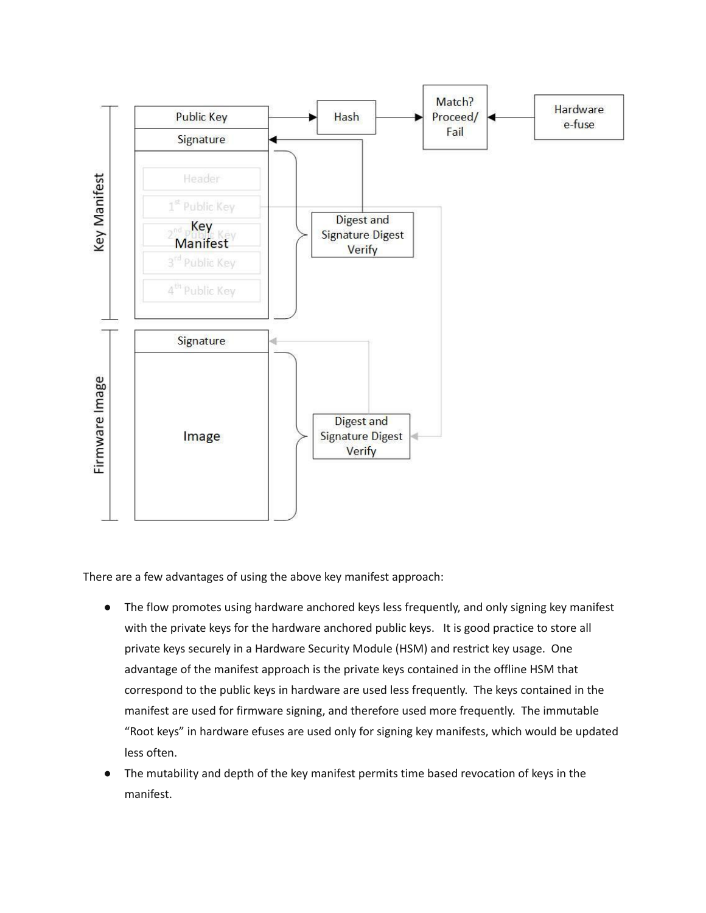There are a few advantages of using the above key manifest approach:

- The flow promotes using hardware anchored keys less frequently, and only signing key manifest with the private keys for the hardware anchored public keys. It is good practice to store all private keys securely in a Hardware Security Module (HSM) and restrict key usage. One advantage of the manifest approach is the private keys contained in the offline HSM that correspond to the public keys in hardware are used less frequently. The keys contained in the manifest are used for firmware signing, and therefore used more frequently. The immutable "Root keys" in hardware efuses are used only for signing key manifests, which would be updated less often.
- The mutability and depth of the key manifest permits time based revocation of keys in the manifest.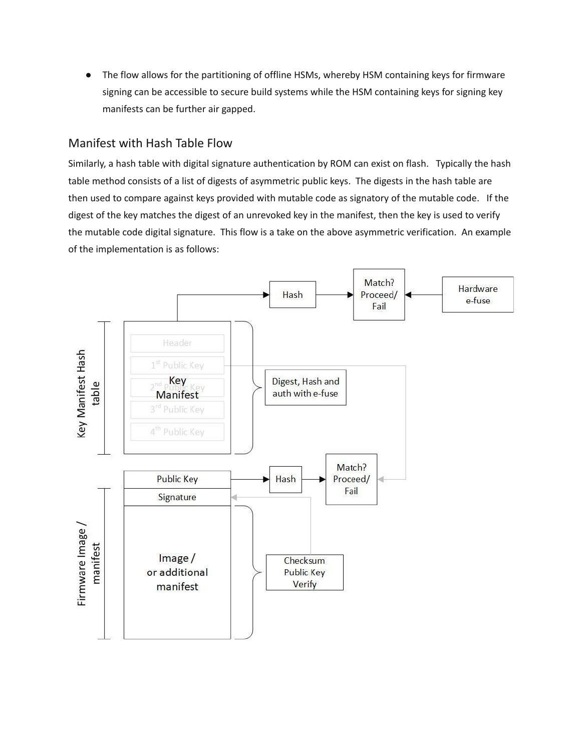- The flow allows for the partitioning of offline HSMs, whereby HSM containing keys for firmware signing can be accessible to secure build systems while the HSM containing keys for signing key manifests can be further air gapped.

## Manifest with Hash Table Flow

Similarly, a hash table with digital signature authentication by ROM can exist on flash. Typically the hash table method consists of a list of digests of asymmetric public keys. The digests in the hash table are then used to compare against keys provided with mutable code as signatory of the mutable code. If the digest of the key matches the digest of an unrevoked key in the manifest, then the key is used to verify the mutable code digital signature. This flow is a take on the above asymmetric verification. An example of the implementation is as follows: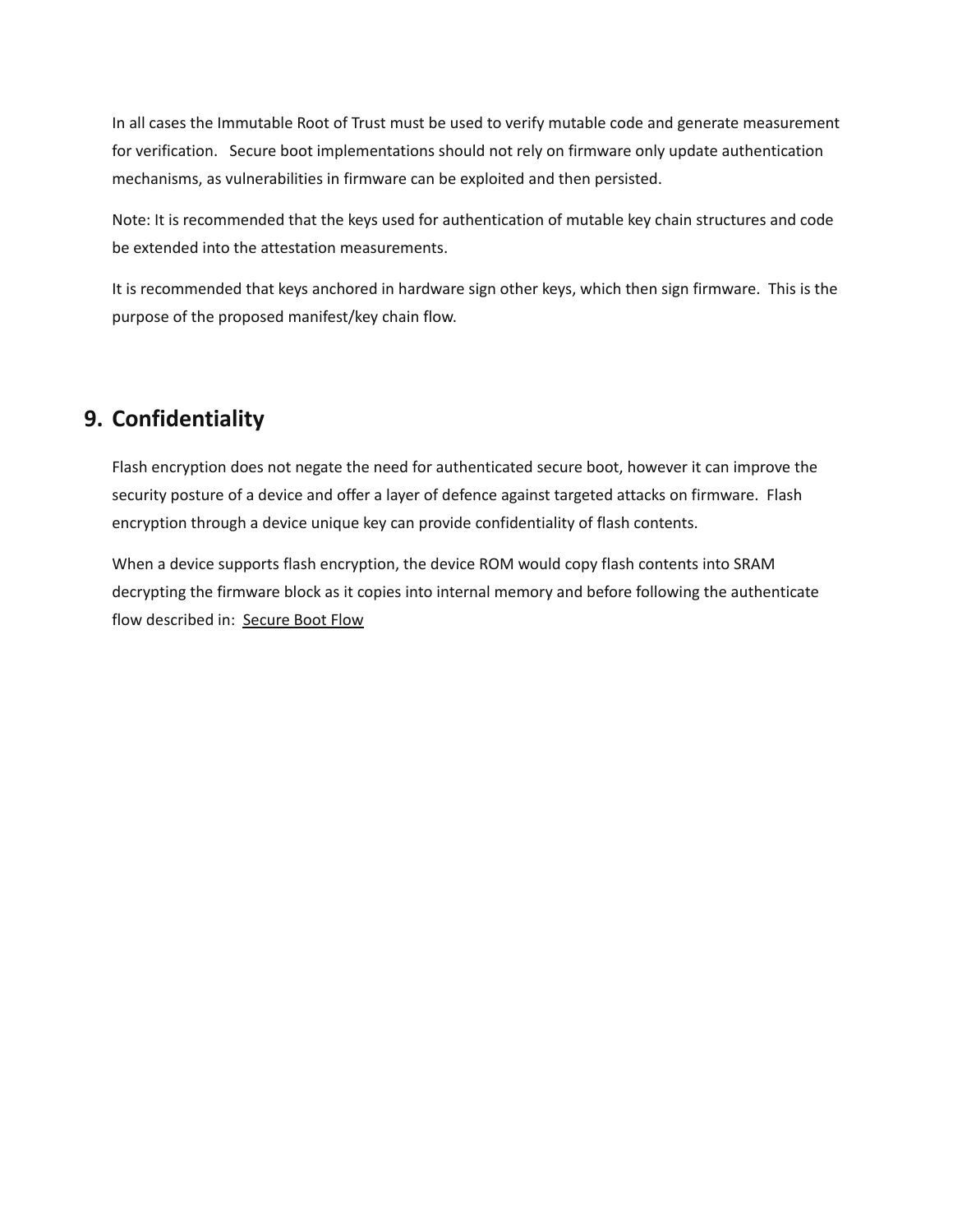In all cases the Immutable Root of Trust must be used to verify mutable code and generate measurement for verification. Secure boot implementations should not rely on firmware only update authentication mechanisms, as vulnerabilities in firmware can be exploited and then persisted.

Note: It is recommended that the keys used for authentication of mutable key chain structures and code be extended into the attestation measurements.

It is recommended that keys anchored in hardware sign other keys, which then sign firmware. This is the purpose of the proposed manifest/key chain flow.

## 9. Confidentiality

Flash encryption does not negate the need for authenticated secure boot, however it can improve the security posture of a device and offer a layer of defence against targeted attacks on firmware. Flash encryption through a device unique key can provide confidentiality of flash contents.

When a device supports flash encryption, the device ROM would copy flash contents into SRAM decrypting the firmware block as it copies into internal memory and before following the authenticate flow described in: Secure Boot Flow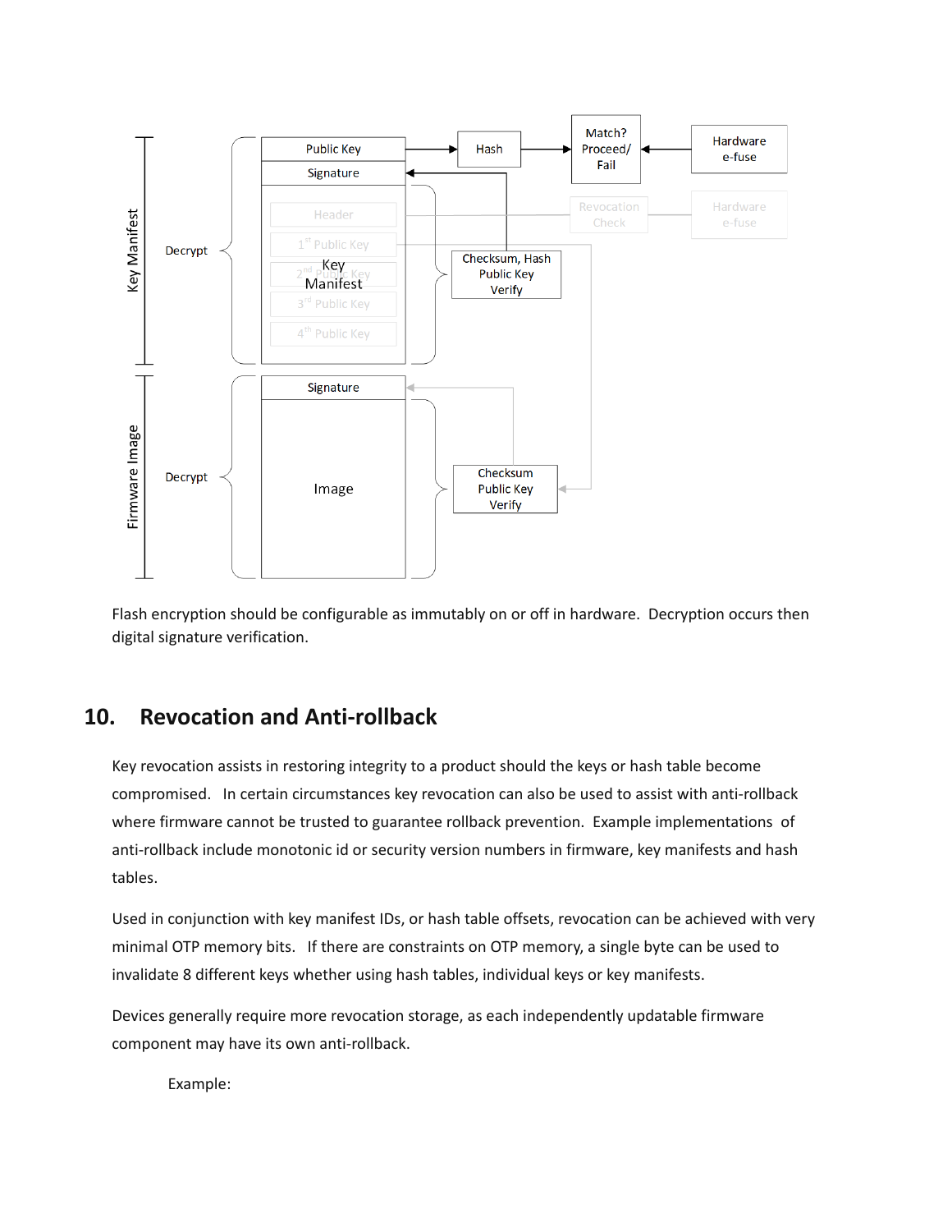Flash encryption should be configurable as immutably on or off in hardware. Decryption occurs then digital signature verification.

## 10. Revocation and Anti-rollback

Key revocation assists in restoring integrity to a product should the keys or hash table become compromised. In certain circumstances key revocation can also be used to assist with anti-rollback where firmware cannot be trusted to guarantee rollback prevention. Example implementations of anti-rollback include monotonic id or security version numbers in firmware, key manifests and hash tables.

Used in conjunction with key manifest IDs, or hash table offsets, revocation can be achieved with very minimal OTP memory bits. If there are constraints on OTP memory, a single byte can be used to invalidate 8 different keys whether using hash tables, individual keys or key manifests.

Devices generally require more revocation storage, as each independently updatable firmware component may have its own anti-rollback.

Example: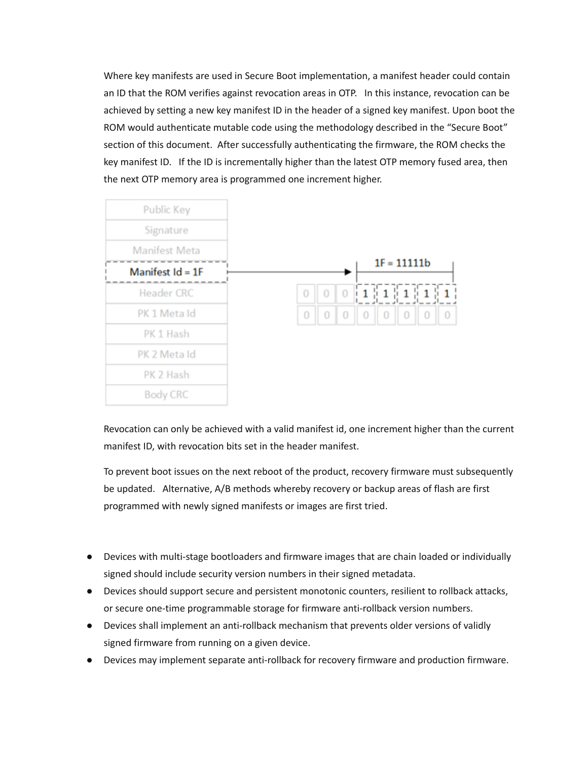Where key manifests are used in Secure Boot implementation, a manifest header could contain an ID that the ROM verifies against revocation areas in OTP. In this instance, revocation can be achieved by setting a new key manifest ID in the header of a signed key manifest. Upon boot the ROM would authenticate mutable code using the methodology described in the "Secure Boot" section of this document. After successfully authenticating the firmware, the ROM checks the key manifest ID. If the ID is incrementally higher than the latest OTP memory fused area, then the next OTP memory area is programmed one increment higher.

| Public Key |
| --- |
| Signature |
| Manifest Meta |
| Manifest Id = 1F |
| Header CRC |
| PK 1 Meta Id |
| PK 1 Hash |
| PK 2 Meta Id |
| PK 2 Hash |
| Body CRC |

1F = 11111b

| 0 | 0 | 0 | 1 | 1 | 1 | 1 | 1 |
| --- | --- | --- | --- | --- | --- | --- | --- |
| 0 | 0 | 0 | 0 | 0 | 0 | 0 | 0 |

Revocation can only be achieved with a valid manifest id, one increment higher than the current manifest ID, with revocation bits set in the header manifest.

To prevent boot issues on the next reboot of the product, recovery firmware must subsequently be updated. Alternative, A/B methods whereby recovery or backup areas of flash are first programmed with newly signed manifests or images are first tried.

- Devices with multi-stage bootloaders and firmware images that are chain loaded or individually signed should include security version numbers in their signed metadata.
- Devices should support secure and persistent monotonic counters, resilient to rollback attacks, or secure one-time programmable storage for firmware anti-rollback version numbers.
- Devices shall implement an anti-rollback mechanism that prevents older versions of validly signed firmware from running on a given device.
- Devices may implement separate anti-rollback for recovery firmware and production firmware.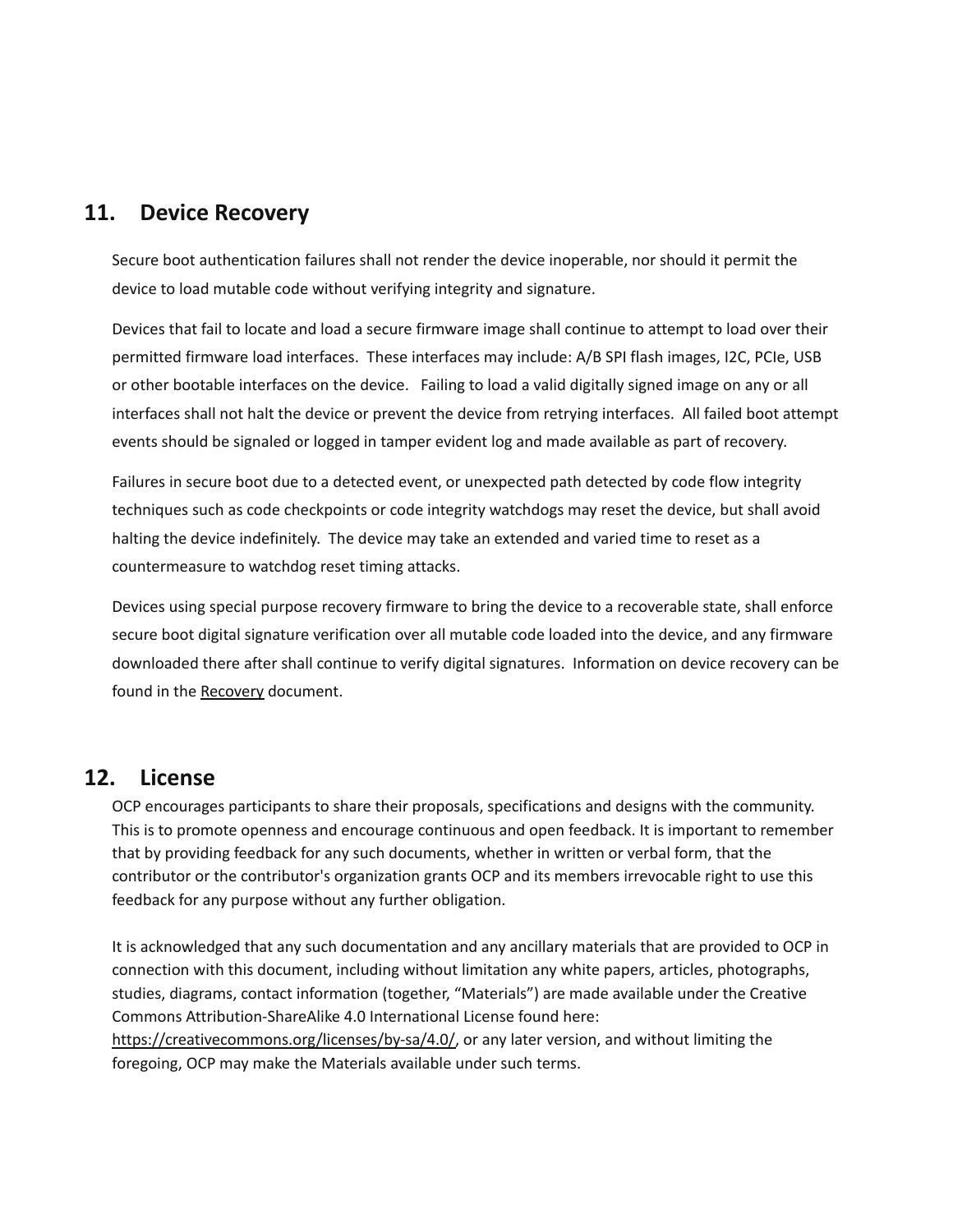## 11. Device Recovery

Secure boot authentication failures shall not render the device inoperable, nor should it permit the device to load mutable code without verifying integrity and signature.

Devices that fail to locate and load a secure firmware image shall continue to attempt to load over their permitted firmware load interfaces. These interfaces may include: A/B SPI flash images, I2C, PCIe, USB or other bootable interfaces on the device. Failing to load a valid digitally signed image on any or all interfaces shall not halt the device or prevent the device from retrying interfaces. All failed boot attempt events should be signaled or logged in tamper evident log and made available as part of recovery.

Failures in secure boot due to a detected event, or unexpected path detected by code flow integrity techniques such as code checkpoints or code integrity watchdogs may reset the device, but shall avoid halting the device indefinitely. The device may take an extended and varied time to reset as a countermeasure to watchdog reset timing attacks.

Devices using special purpose recovery firmware to bring the device to a recoverable state, shall enforce secure boot digital signature verification over all mutable code loaded into the device, and any firmware downloaded there after shall continue to verify digital signatures. Information on device recovery can be found in the Recovery document.

## 12. License

OCP encourages participants to share their proposals, specifications and designs with the community. This is to promote openness and encourage continuous and open feedback. It is important to remember that by providing feedback for any such documents, whether in written or verbal form, that the contributor or the contributor's organization grants OCP and its members irrevocable right to use this feedback for any purpose without any further obligation.

It is acknowledged that any such documentation and any ancillary materials that are provided to OCP in connection with this document, including without limitation any white papers, articles, photographs, studies, diagrams, contact information (together, "Materials") are made available under the Creative Commons Attribution-ShareAlike 4.0 International License found here: https://creativecommons.org/licenses/by-sa/4.0/, or any later version, and without limiting the foregoing, OCP may make the Materials available under such terms.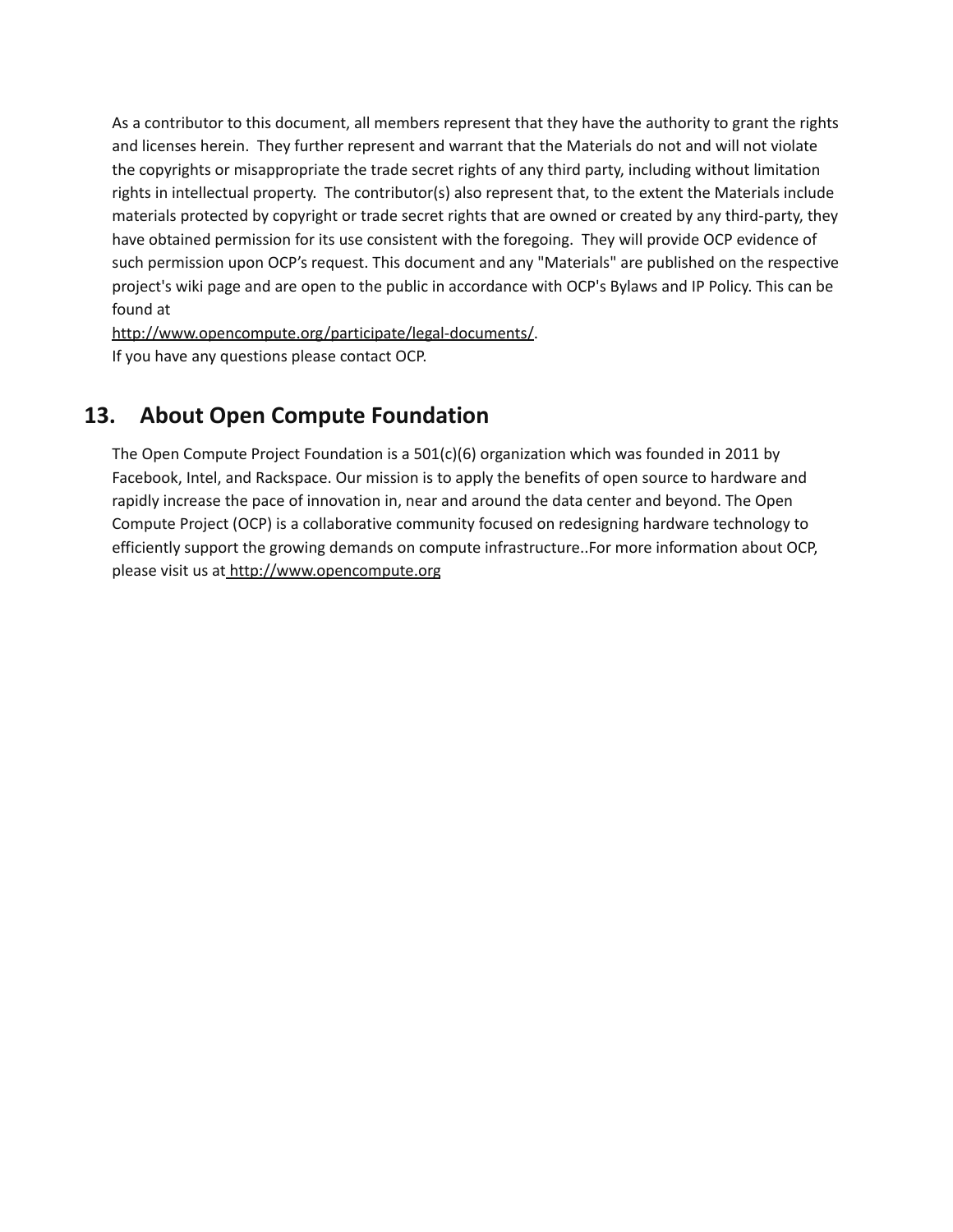As a contributor to this document, all members represent that they have the authority to grant the rights and licenses herein. They further represent and warrant that the Materials do not and will not violate the copyrights or misappropriate the trade secret rights of any third party, including without limitation rights in intellectual property. The contributor(s) also represent that, to the extent the Materials include materials protected by copyright or trade secret rights that are owned or created by any third-party, they have obtained permission for its use consistent with the foregoing. They will provide OCP evidence of such permission upon OCP's request. This document and any "Materials" are published on the respective project's wiki page and are open to the public in accordance with OCP's Bylaws and IP Policy. This can be found at
http://www.opencompute.org/participate/legal-documents/.
If you have any questions please contact OCP.

## 13. About Open Compute Foundation

The Open Compute Project Foundation is a 501(c)(6) organization which was founded in 2011 by Facebook, Intel, and Rackspace. Our mission is to apply the benefits of open source to hardware and rapidly increase the pace of innovation in, near and around the data center and beyond. The Open Compute Project (OCP) is a collaborative community focused on redesigning hardware technology to efficiently support the growing demands on compute infrastructure..For more information about OCP, please visit us at http://www.opencompute.org